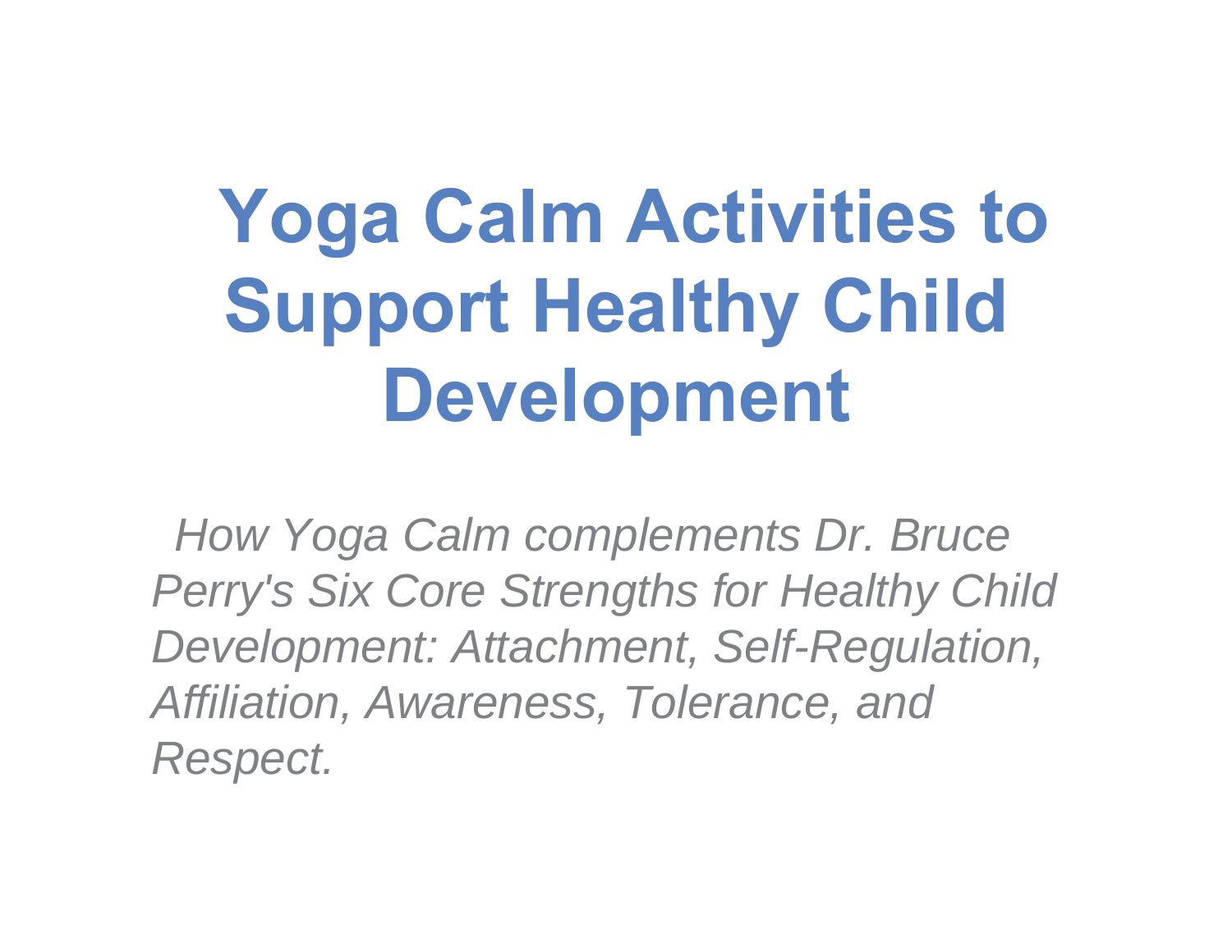# Yoga Calm Activities to Support Healthy Child Development

*How Yoga Calm complements Dr. Bruce Perry's Six Core Strengths for Healthy Child Development: Attachment, Self-Regulation, Affiliation, Awareness, Tolerance, and Respect.*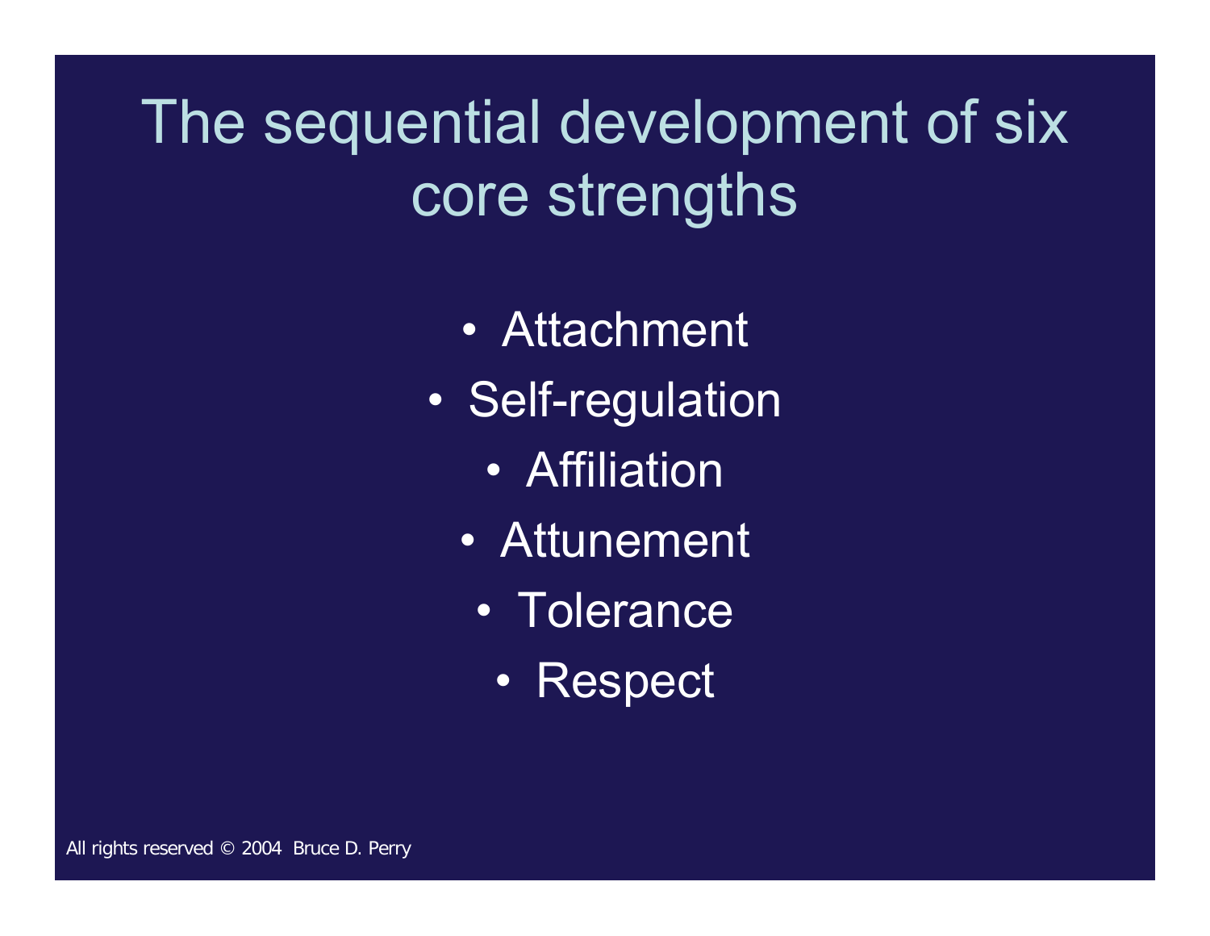# The sequential development of six core strengths

- Attachment
- Self-regulation
- Affiliation
- Attunement
- Tolerance
- Respect

All rights reserved © 2004 Bruce D. Perry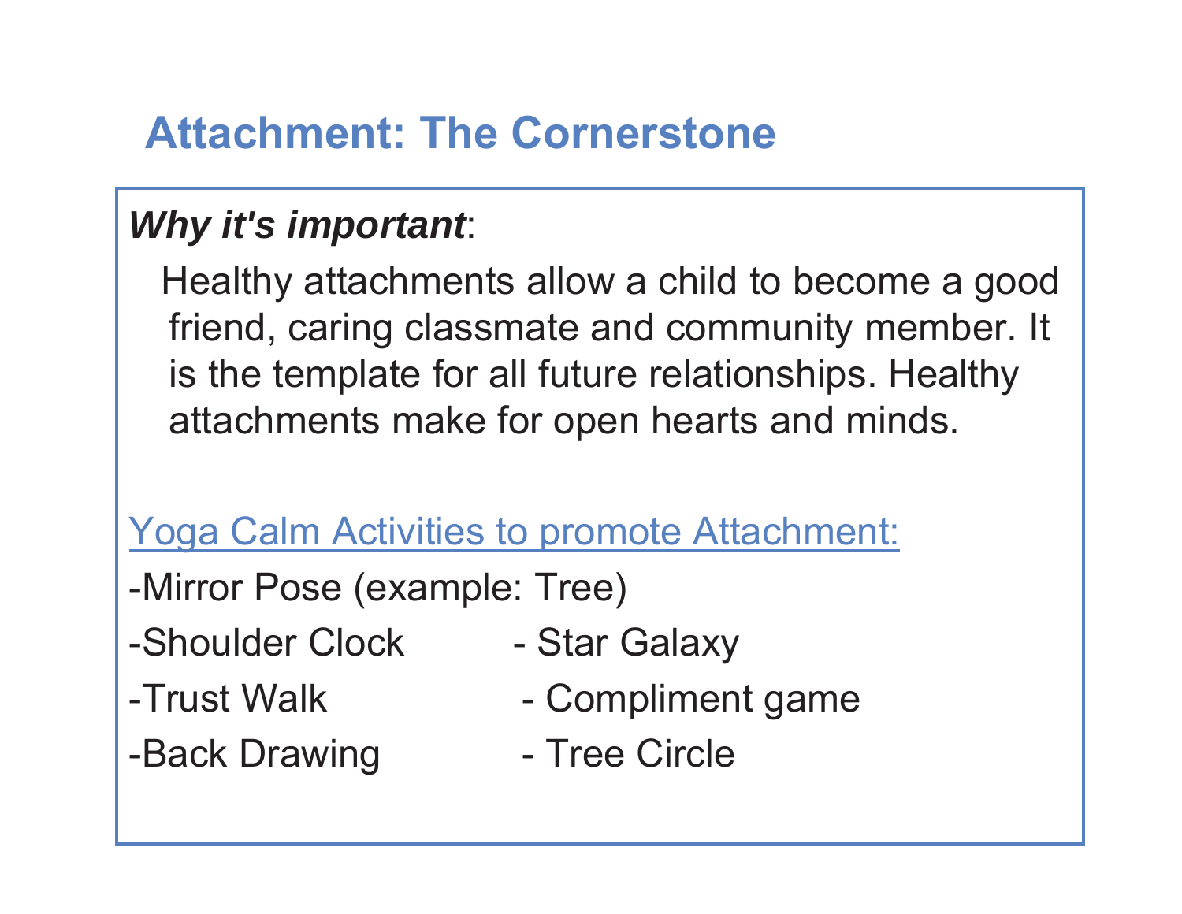# Attachment: The Cornerstone

***Why it's important***:

Healthy attachments allow a child to become a good friend, caring classmate and community member. It is the template for all future relationships. Healthy attachments make for open hearts and minds.

Yoga Calm Activities to promote Attachment:

- Mirror Pose (example: Tree)
- Shoulder Clock
- Trust Walk
- Back Drawing
- Star Galaxy
- Compliment game
- Tree Circle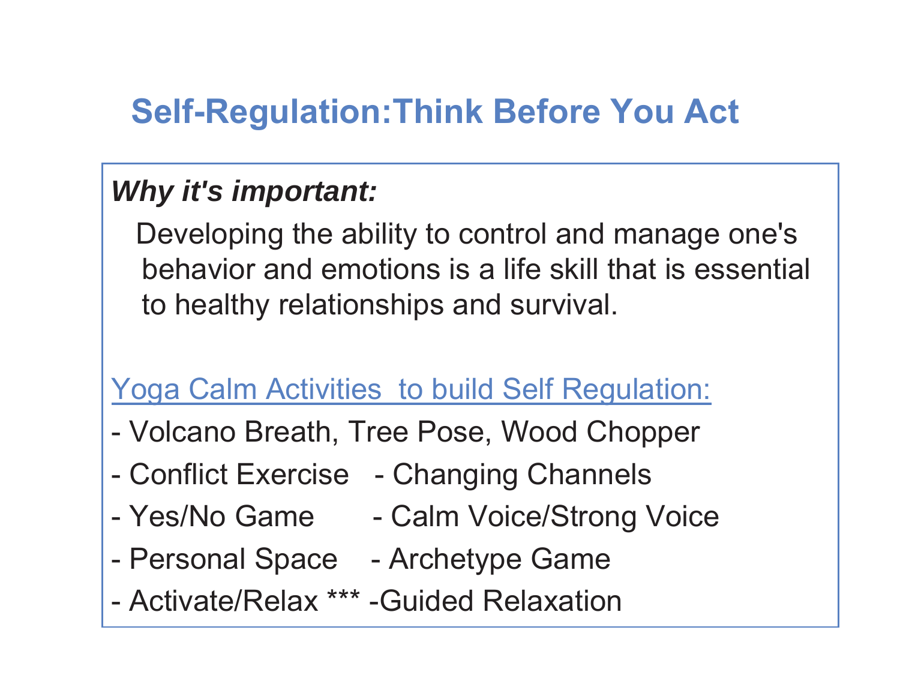# Self-Regulation:Think Before You Act

***Why it's important:***

Developing the ability to control and manage one's behavior and emotions is a life skill that is essential to healthy relationships and survival.

Yoga Calm Activities to build Self Regulation:

- Volcano Breath, Tree Pose, Wood Chopper
- Conflict Exercise - Changing Channels
- Yes/No Game - Calm Voice/Strong Voice
- Personal Space - Archetype Game
- Activate/Relax *** -Guided Relaxation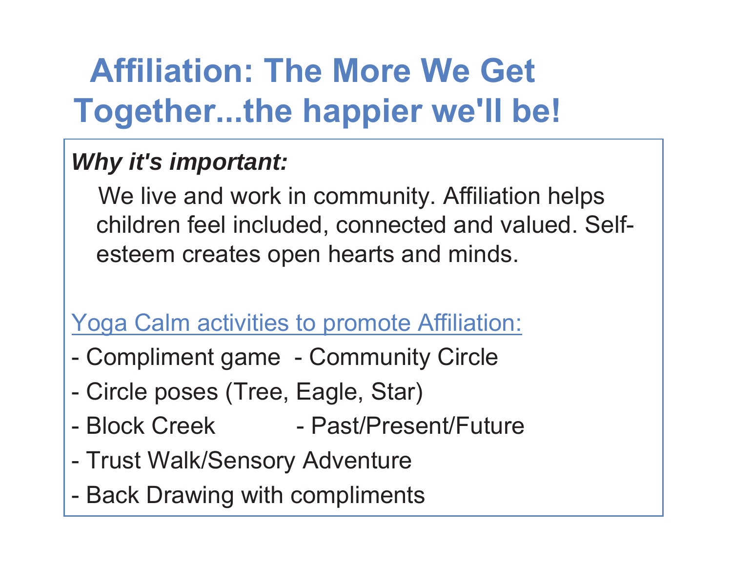# Affiliation: The More We Get Together...the happier we'll be!

***Why it's important:***

We live and work in community. Affiliation helps children feel included, connected and valued. Self-esteem creates open hearts and minds.

Yoga Calm activities to promote Affiliation:

- Compliment game
- Community Circle
- Circle poses (Tree, Eagle, Star)
- Block Creek
- Past/Present/Future
- Trust Walk/Sensory Adventure
- Back Drawing with compliments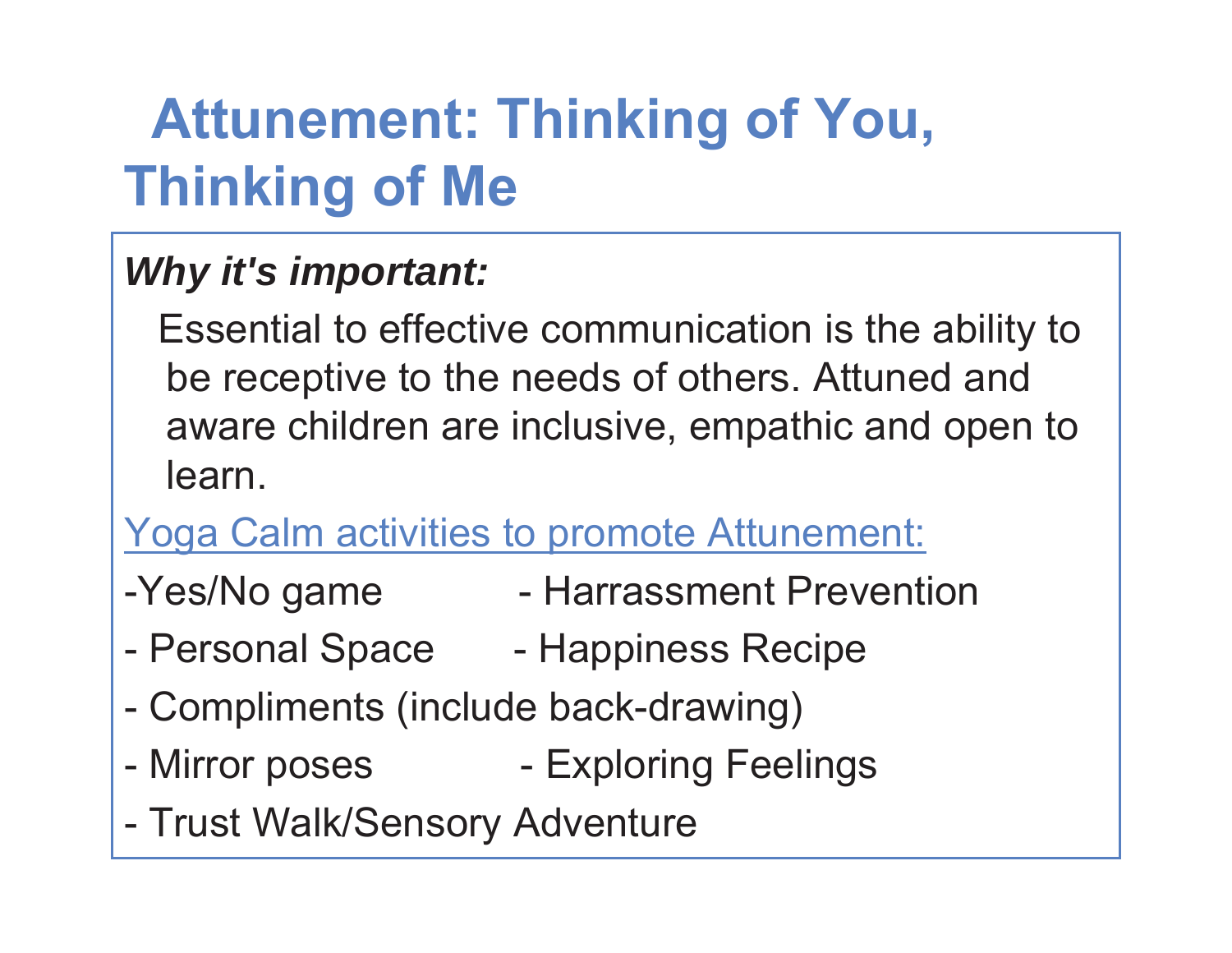# Attunement: Thinking of You, Thinking of Me

***Why it's important:***

Essential to effective communication is the ability to be receptive to the needs of others. Attuned and aware children are inclusive, empathic and open to learn.

Yoga Calm activities to promote Attunement:

- Yes/No game
- Harrassment Prevention
- Personal Space
- Happiness Recipe
- Compliments (include back-drawing)
- Mirror poses
- Exploring Feelings
- Trust Walk/Sensory Adventure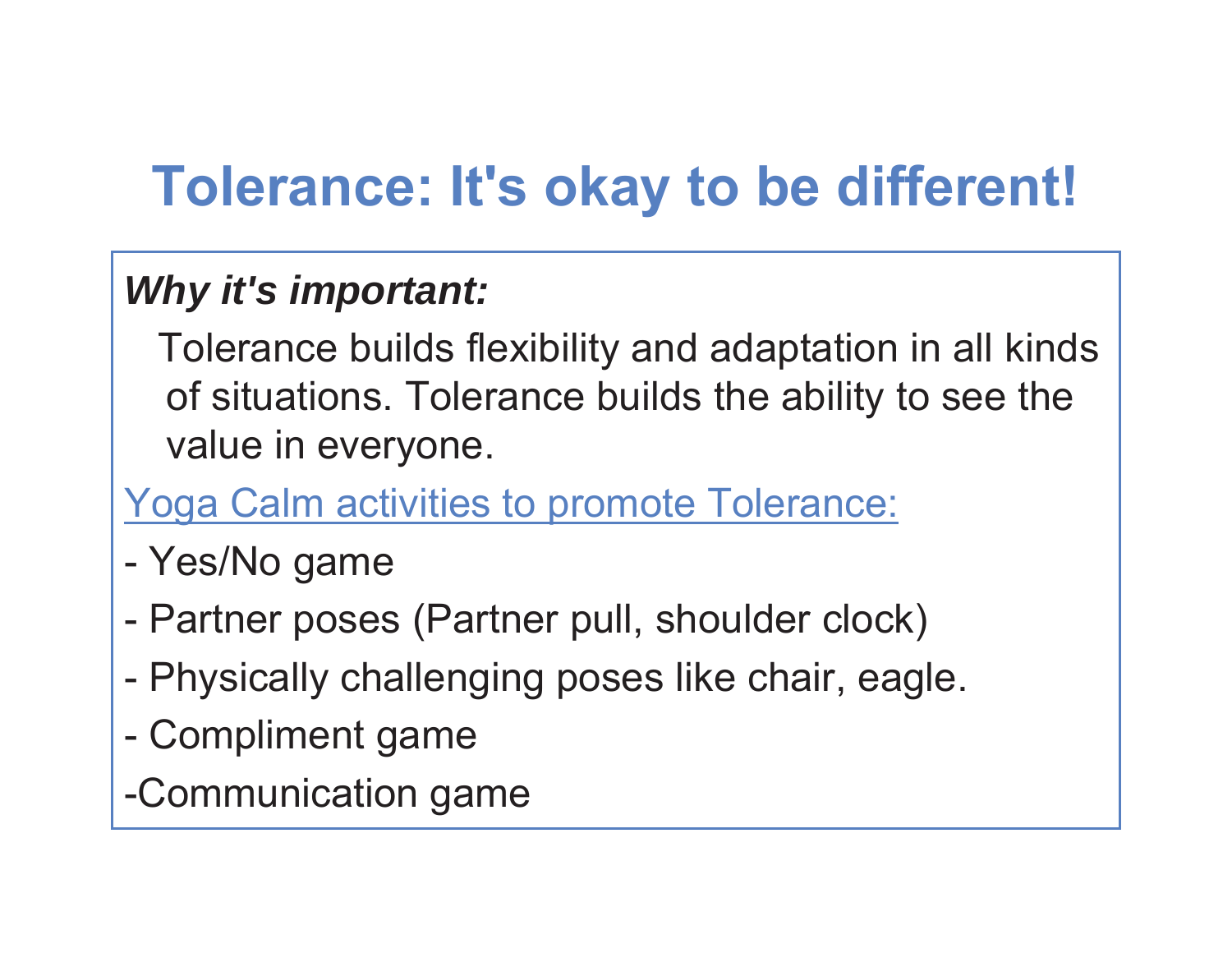# Tolerance: It's okay to be different!

***Why it's important:***

Tolerance builds flexibility and adaptation in all kinds of situations. Tolerance builds the ability to see the value in everyone.

Yoga Calm activities to promote Tolerance:

- Yes/No game
- Partner poses (Partner pull, shoulder clock)
- Physically challenging poses like chair, eagle.
- Compliment game
- Communication game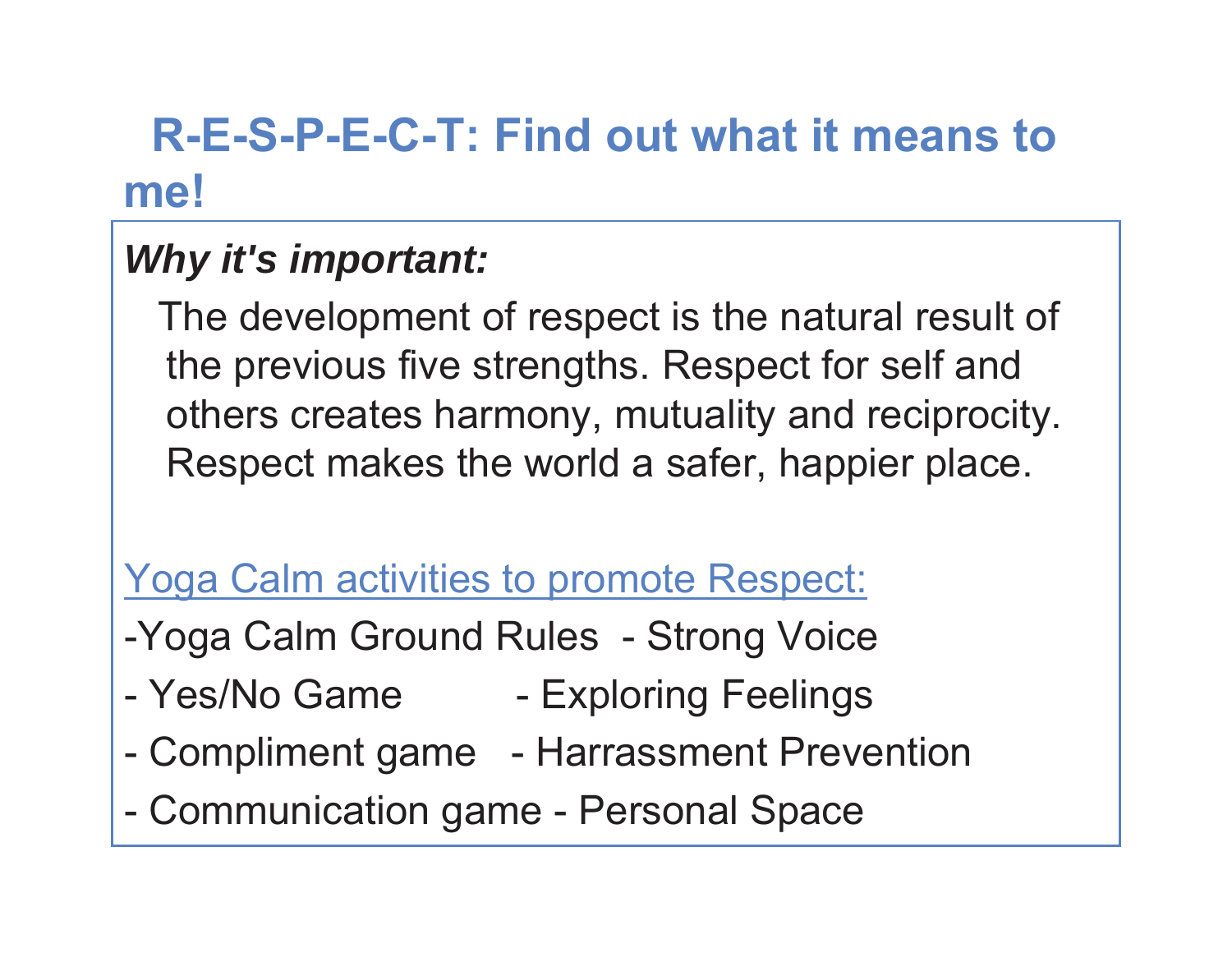## R-E-S-P-E-C-T: Find out what it means to me!

***Why it's important:***

The development of respect is the natural result of the previous five strengths. Respect for self and others creates harmony, mutuality and reciprocity. Respect makes the world a safer, happier place.

Yoga Calm activities to promote Respect:

- Yoga Calm Ground Rules
- Yes/No Game
- Compliment game
- Communication game
- Strong Voice
- Exploring Feelings
- Harrassment Prevention
- Personal Space